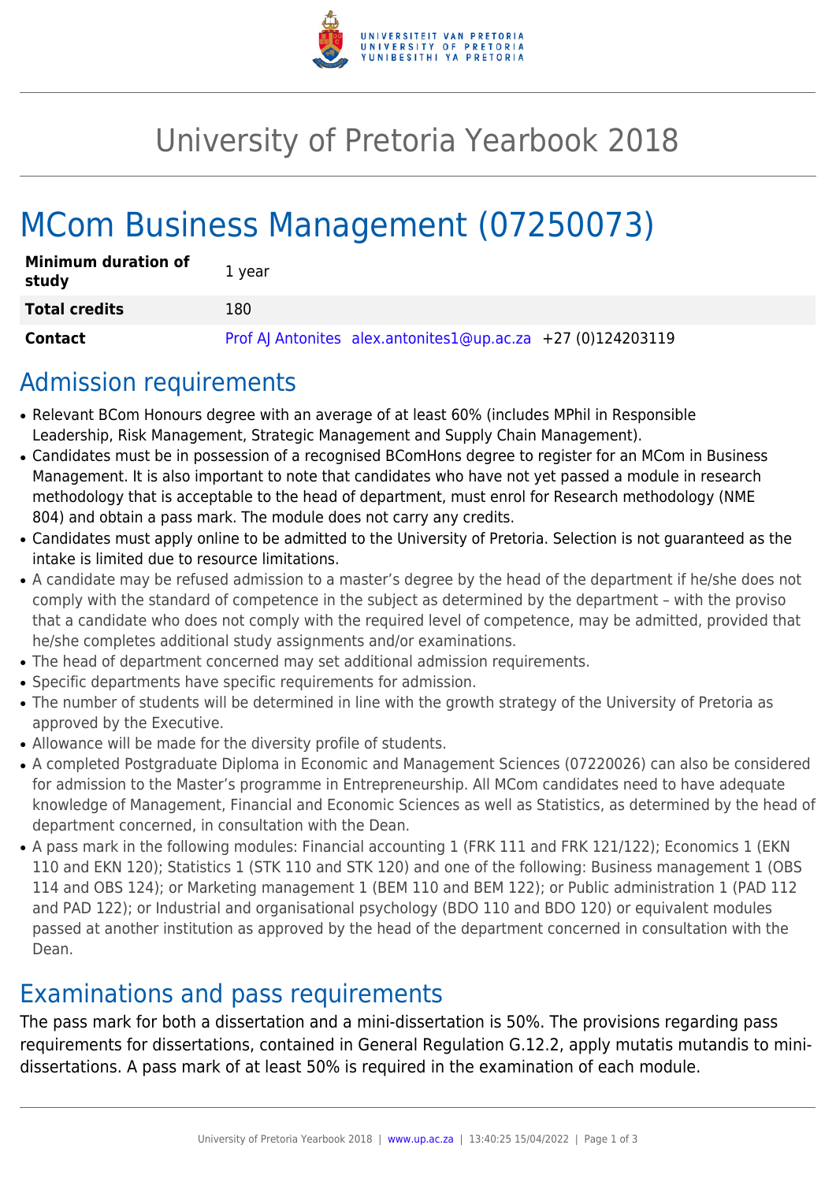# University of Pretoria Yearbook 2018

# MCom Business Management (07250073)

| **Minimum duration of study** | 1 year |
| --- | --- |
| **Total credits** | 180 |
| **Contact** | Prof AJ Antonites alex.antonites1@up.ac.za +27 (0)124203119 |

## Admission requirements

- Relevant BCom Honours degree with an average of at least 60% (includes MPhil in Responsible Leadership, Risk Management, Strategic Management and Supply Chain Management).
- Candidates must be in possession of a recognised BComHons degree to register for an MCom in Business Management. It is also important to note that candidates who have not yet passed a module in research methodology that is acceptable to the head of department, must enrol for Research methodology (NME 804) and obtain a pass mark. The module does not carry any credits.
- Candidates must apply online to be admitted to the University of Pretoria. Selection is not guaranteed as the intake is limited due to resource limitations.
- A candidate may be refused admission to a master's degree by the head of the department if he/she does not comply with the standard of competence in the subject as determined by the department – with the proviso that a candidate who does not comply with the required level of competence, may be admitted, provided that he/she completes additional study assignments and/or examinations.
- The head of department concerned may set additional admission requirements.
- Specific departments have specific requirements for admission.
- The number of students will be determined in line with the growth strategy of the University of Pretoria as approved by the Executive.
- Allowance will be made for the diversity profile of students.
- A completed Postgraduate Diploma in Economic and Management Sciences (07220026) can also be considered for admission to the Master's programme in Entrepreneurship. All MCom candidates need to have adequate knowledge of Management, Financial and Economic Sciences as well as Statistics, as determined by the head of department concerned, in consultation with the Dean.
- A pass mark in the following modules: Financial accounting 1 (FRK 111 and FRK 121/122); Economics 1 (EKN 110 and EKN 120); Statistics 1 (STK 110 and STK 120) and one of the following: Business management 1 (OBS 114 and OBS 124); or Marketing management 1 (BEM 110 and BEM 122); or Public administration 1 (PAD 112 and PAD 122); or Industrial and organisational psychology (BDO 110 and BDO 120) or equivalent modules passed at another institution as approved by the head of the department concerned in consultation with the Dean.

## Examinations and pass requirements

The pass mark for both a dissertation and a mini-dissertation is 50%. The provisions regarding pass requirements for dissertations, contained in General Regulation G.12.2, apply mutatis mutandis to mini-dissertations. A pass mark of at least 50% is required in the examination of each module.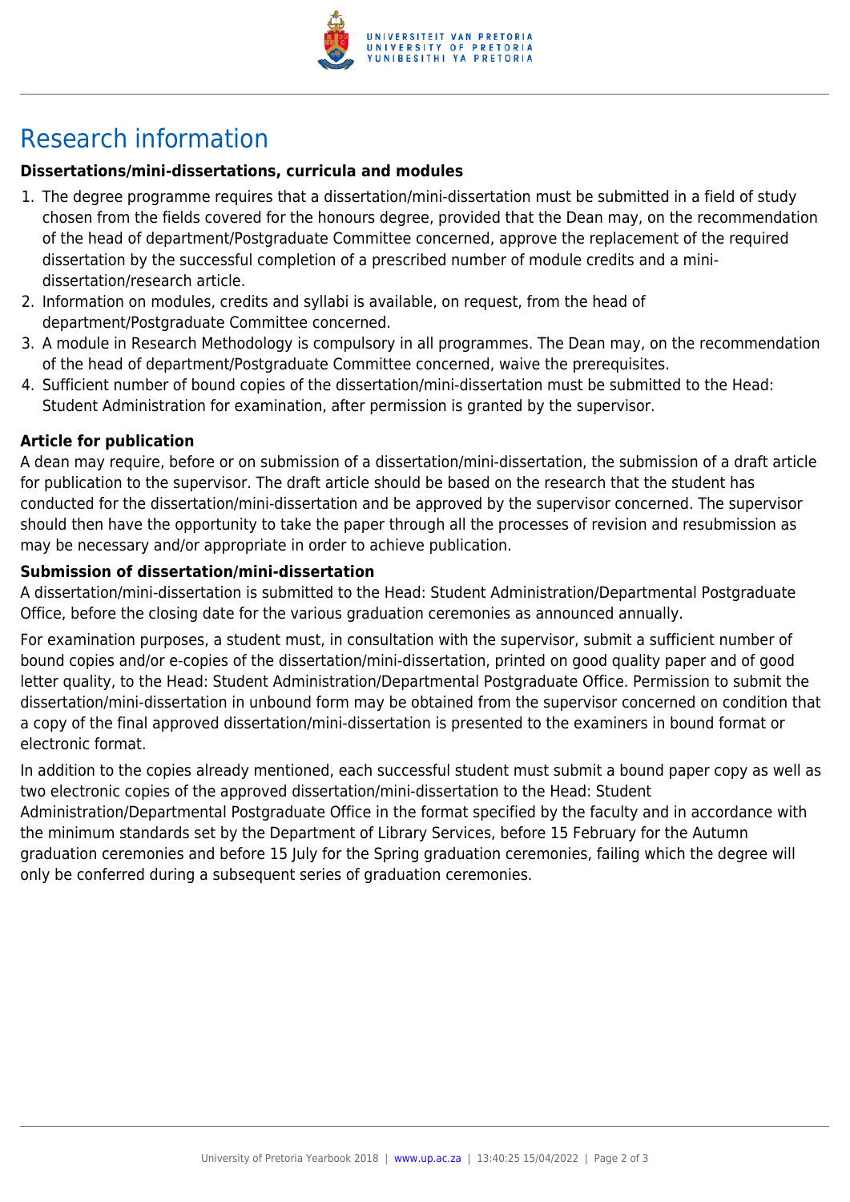# Research information

**Dissertations/mini-dissertations, curricula and modules**

1. The degree programme requires that a dissertation/mini-dissertation must be submitted in a field of study chosen from the fields covered for the honours degree, provided that the Dean may, on the recommendation of the head of department/Postgraduate Committee concerned, approve the replacement of the required dissertation by the successful completion of a prescribed number of module credits and a mini-dissertation/research article.
2. Information on modules, credits and syllabi is available, on request, from the head of department/Postgraduate Committee concerned.
3. A module in Research Methodology is compulsory in all programmes. The Dean may, on the recommendation of the head of department/Postgraduate Committee concerned, waive the prerequisites.
4. Sufficient number of bound copies of the dissertation/mini-dissertation must be submitted to the Head: Student Administration for examination, after permission is granted by the supervisor.

**Article for publication**

A dean may require, before or on submission of a dissertation/mini-dissertation, the submission of a draft article for publication to the supervisor. The draft article should be based on the research that the student has conducted for the dissertation/mini-dissertation and be approved by the supervisor concerned. The supervisor should then have the opportunity to take the paper through all the processes of revision and resubmission as may be necessary and/or appropriate in order to achieve publication.

**Submission of dissertation/mini-dissertation**

A dissertation/mini-dissertation is submitted to the Head: Student Administration/Departmental Postgraduate Office, before the closing date for the various graduation ceremonies as announced annually.

For examination purposes, a student must, in consultation with the supervisor, submit a sufficient number of bound copies and/or e-copies of the dissertation/mini-dissertation, printed on good quality paper and of good letter quality, to the Head: Student Administration/Departmental Postgraduate Office. Permission to submit the dissertation/mini-dissertation in unbound form may be obtained from the supervisor concerned on condition that a copy of the final approved dissertation/mini-dissertation is presented to the examiners in bound format or electronic format.

In addition to the copies already mentioned, each successful student must submit a bound paper copy as well as two electronic copies of the approved dissertation/mini-dissertation to the Head: Student Administration/Departmental Postgraduate Office in the format specified by the faculty and in accordance with the minimum standards set by the Department of Library Services, before 15 February for the Autumn graduation ceremonies and before 15 July for the Spring graduation ceremonies, failing which the degree will only be conferred during a subsequent series of graduation ceremonies.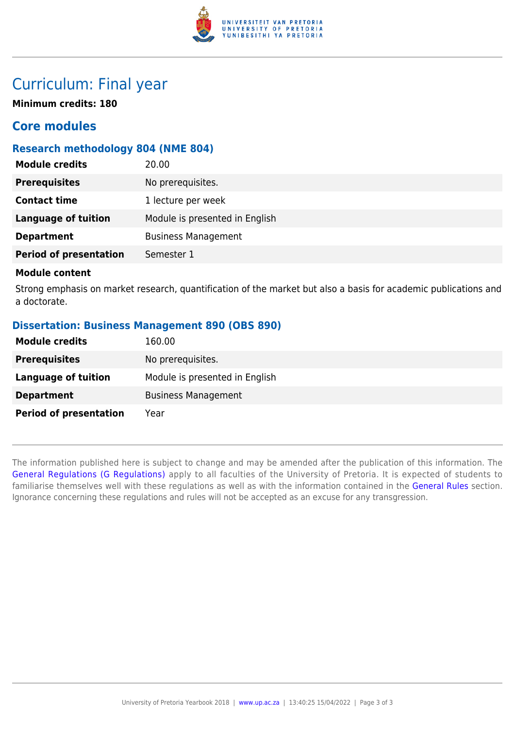# Curriculum: Final year

**Minimum credits: 180**

## Core modules

### Research methodology 804 (NME 804)

| | |
|---|---|
| **Module credits** | 20.00 |
| **Prerequisites** | No prerequisites. |
| **Contact time** | 1 lecture per week |
| **Language of tuition** | Module is presented in English |
| **Department** | Business Management |
| **Period of presentation** | Semester 1 |

**Module content**

Strong emphasis on market research, quantification of the market but also a basis for academic publications and a doctorate.

### Dissertation: Business Management 890 (OBS 890)

| | |
|---|---|
| **Module credits** | 160.00 |
| **Prerequisites** | No prerequisites. |
| **Language of tuition** | Module is presented in English |
| **Department** | Business Management |
| **Period of presentation** | Year |

The information published here is subject to change and may be amended after the publication of this information. The General Regulations (G Regulations) apply to all faculties of the University of Pretoria. It is expected of students to familiarise themselves well with these regulations as well as with the information contained in the General Rules section. Ignorance concerning these regulations and rules will not be accepted as an excuse for any transgression.